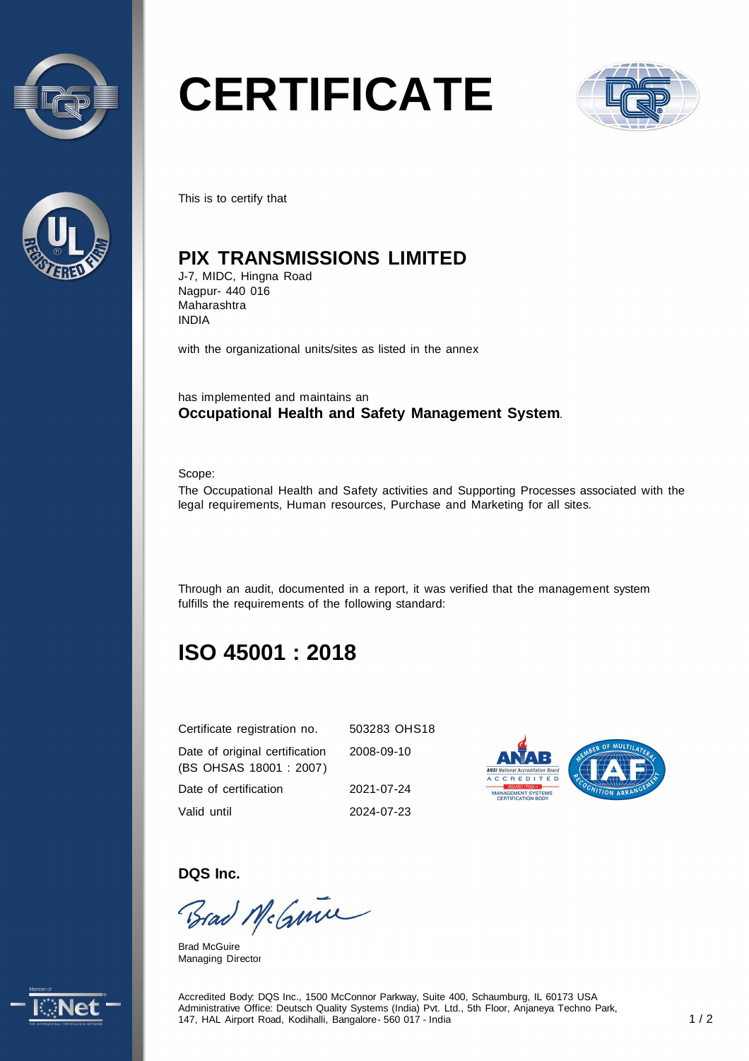# CERTIFICATE

This is to certify that

## PIX TRANSMISSIONS LIMITED

J-7, MIDC, Hingna Road
Nagpur- 440 016
Maharashtra
INDIA

with the organizational units/sites as listed in the annex

has implemented and maintains an
**Occupational Health and Safety Management System**.

Scope:
The Occupational Health and Safety activities and Supporting Processes associated with the legal requirements, Human resources, Purchase and Marketing for all sites.

Through an audit, documented in a report, it was verified that the management system fulfills the requirements of the following standard:

## ISO 45001 : 2018

| | |
|---|---|
| Certificate registration no. | 503283 OHS18 |
| Date of original certification (BS OHSAS 18001 : 2007) | 2008-09-10 |
| Date of certification | 2021-07-24 |
| Valid until | 2024-07-23 |

**DQS Inc.**

Brad McGuire
Managing Director

Accredited Body: DQS Inc., 1500 McConnor Parkway, Suite 400, Schaumburg, IL 60173 USA
Administrative Office: Deutsch Quality Systems (India) Pvt. Ltd., 5th Floor, Anjaneya Techno Park, 147, HAL Airport Road, Kodihalli, Bangalore- 560 017 - India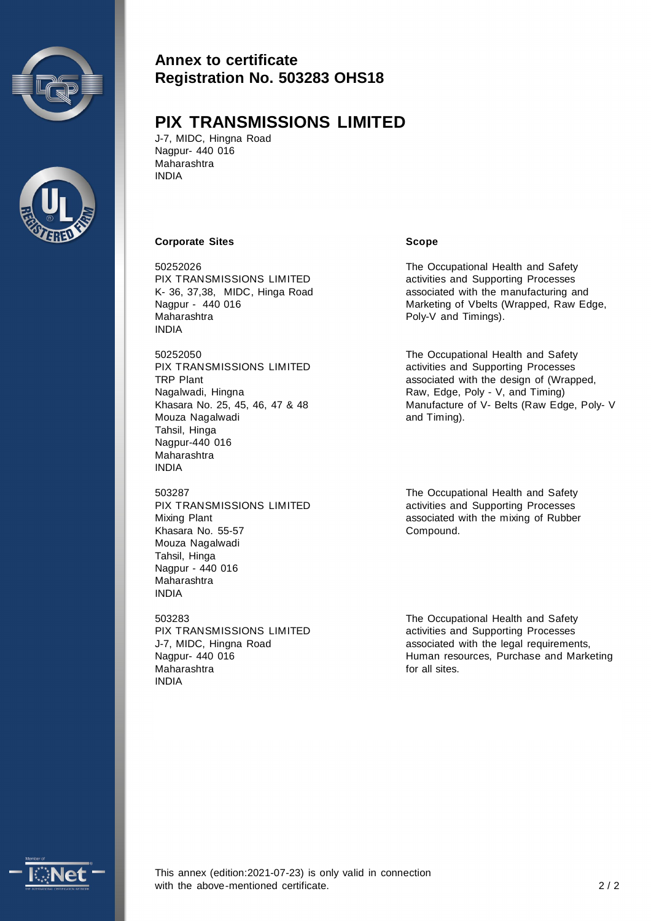# Annex to certificate
# Registration No. 503283 OHS18

## PIX TRANSMISSIONS LIMITED

J-7, MIDC, Hingna Road
Nagpur- 440 016
Maharashtra
INDIA

| Corporate Sites | Scope |
| --- | --- |
| 50252026<br>PIX TRANSMISSIONS LIMITED<br>K- 36, 37,38, MIDC, Hinga Road<br>Nagpur - 440 016<br>Maharashtra<br>INDIA | The Occupational Health and Safety activities and Supporting Processes associated with the manufacturing and Marketing of Vbelts (Wrapped, Raw Edge, Poly-V and Timings). |
| 50252050<br>PIX TRANSMISSIONS LIMITED<br>TRP Plant<br>Nagalwadi, Hingna<br>Khasara No. 25, 45, 46, 47 & 48<br>Mouza Nagalwadi<br>Tahsil, Hinga<br>Nagpur-440 016<br>Maharashtra<br>INDIA | The Occupational Health and Safety activities and Supporting Processes associated with the design of (Wrapped, Raw, Edge, Poly - V, and Timing) Manufacture of V- Belts (Raw Edge, Poly- V and Timing). |
| 503287<br>PIX TRANSMISSIONS LIMITED<br>Mixing Plant<br>Khasara No. 55-57<br>Mouza Nagalwadi<br>Tahsil, Hinga<br>Nagpur - 440 016<br>Maharashtra<br>INDIA | The Occupational Health and Safety activities and Supporting Processes associated with the mixing of Rubber Compound. |
| 503283<br>PIX TRANSMISSIONS LIMITED<br>J-7, MIDC, Hingna Road<br>Nagpur- 440 016<br>Maharashtra<br>INDIA | The Occupational Health and Safety activities and Supporting Processes associated with the legal requirements, Human resources, Purchase and Marketing for all sites. |

This annex (edition:2021-07-23) is only valid in connection with the above-mentioned certificate.